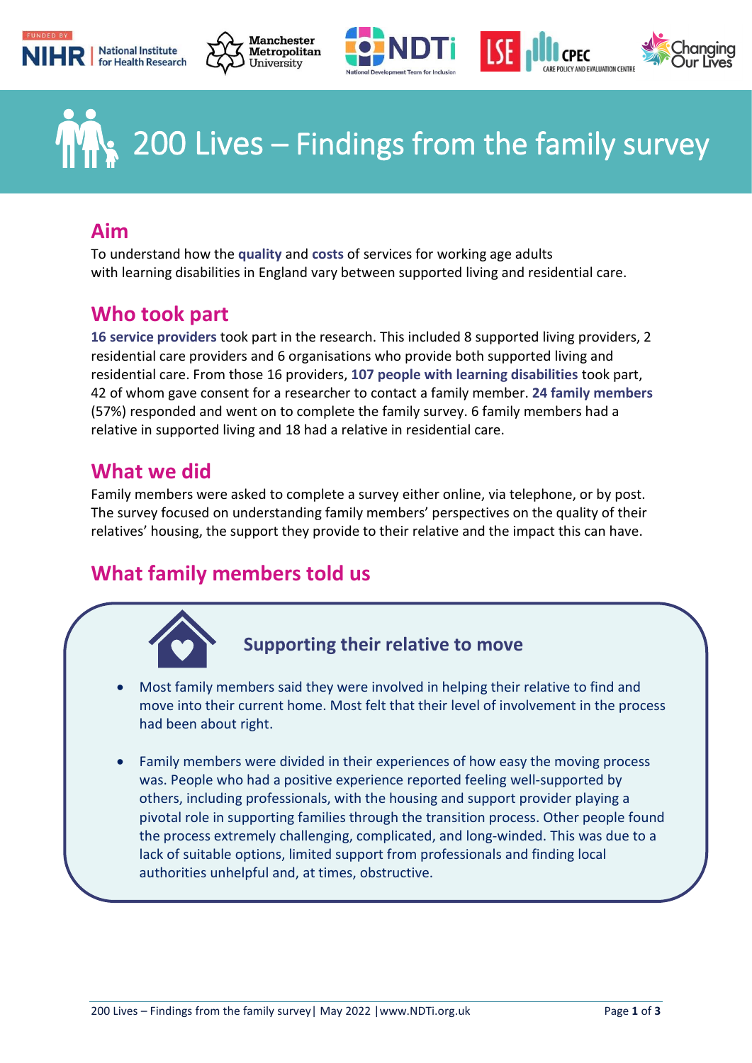# 200 Lives – Findings from the family survey

## Aim

To understand how the **quality** and **costs** of services for working age adults with learning disabilities in England vary between supported living and residential care.

## Who took part

**16 service providers** took part in the research. This included 8 supported living providers, 2 residential care providers and 6 organisations who provide both supported living and residential care. From those 16 providers, **107 people with learning disabilities** took part, 42 of whom gave consent for a researcher to contact a family member. **24 family members** (57%) responded and went on to complete the family survey. 6 family members had a relative in supported living and 18 had a relative in residential care.

## What we did

Family members were asked to complete a survey either online, via telephone, or by post. The survey focused on understanding family members' perspectives on the quality of their relatives' housing, the support they provide to their relative and the impact this can have.

## What family members told us

### Supporting their relative to move

- Most family members said they were involved in helping their relative to find and move into their current home. Most felt that their level of involvement in the process had been about right.
- Family members were divided in their experiences of how easy the moving process was. People who had a positive experience reported feeling well-supported by others, including professionals, with the housing and support provider playing a pivotal role in supporting families through the transition process. Other people found the process extremely challenging, complicated, and long-winded. This was due to a lack of suitable options, limited support from professionals and finding local authorities unhelpful and, at times, obstructive.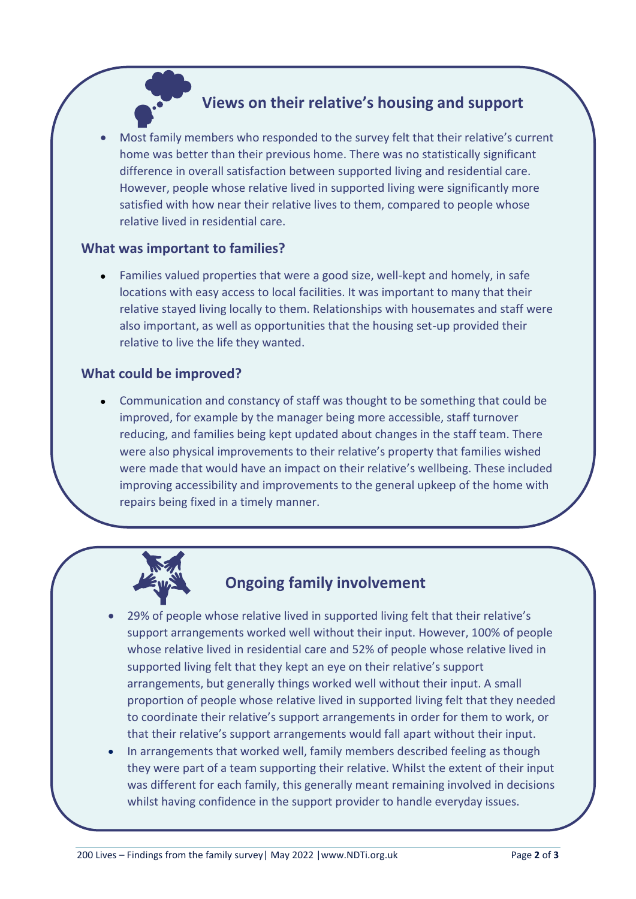## Views on their relative's housing and support

- Most family members who responded to the survey felt that their relative's current home was better than their previous home. There was no statistically significant difference in overall satisfaction between supported living and residential care. However, people whose relative lived in supported living were significantly more satisfied with how near their relative lives to them, compared to people whose relative lived in residential care.

### What was important to families?

- Families valued properties that were a good size, well-kept and homely, in safe locations with easy access to local facilities. It was important to many that their relative stayed living locally to them. Relationships with housemates and staff were also important, as well as opportunities that the housing set-up provided their relative to live the life they wanted.

### What could be improved?

- Communication and constancy of staff was thought to be something that could be improved, for example by the manager being more accessible, staff turnover reducing, and families being kept updated about changes in the staff team. There were also physical improvements to their relative's property that families wished were made that would have an impact on their relative's wellbeing. These included improving accessibility and improvements to the general upkeep of the home with repairs being fixed in a timely manner.

## Ongoing family involvement

- 29% of people whose relative lived in supported living felt that their relative's support arrangements worked well without their input. However, 100% of people whose relative lived in residential care and 52% of people whose relative lived in supported living felt that they kept an eye on their relative's support arrangements, but generally things worked well without their input. A small proportion of people whose relative lived in supported living felt that they needed to coordinate their relative's support arrangements in order for them to work, or that their relative's support arrangements would fall apart without their input.
- In arrangements that worked well, family members described feeling as though they were part of a team supporting their relative. Whilst the extent of their input was different for each family, this generally meant remaining involved in decisions whilst having confidence in the support provider to handle everyday issues.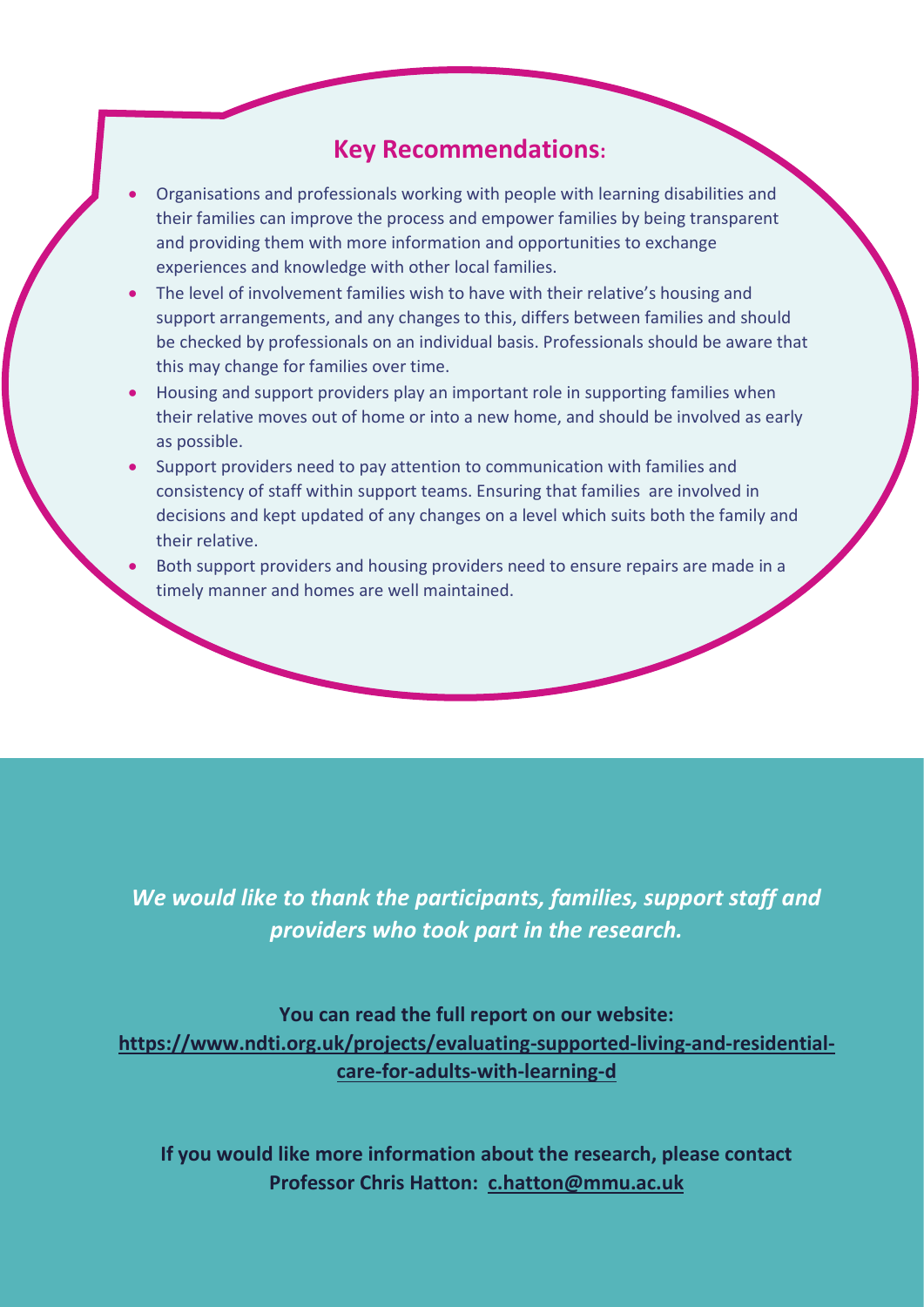## Key Recommendations:

- Organisations and professionals working with people with learning disabilities and their families can improve the process and empower families by being transparent and providing them with more information and opportunities to exchange experiences and knowledge with other local families.
- The level of involvement families wish to have with their relative's housing and support arrangements, and any changes to this, differs between families and should be checked by professionals on an individual basis. Professionals should be aware that this may change for families over time.
- Housing and support providers play an important role in supporting families when their relative moves out of home or into a new home, and should be involved as early as possible.
- Support providers need to pay attention to communication with families and consistency of staff within support teams. Ensuring that families are involved in decisions and kept updated of any changes on a level which suits both the family and their relative.
- Both support providers and housing providers need to ensure repairs are made in a timely manner and homes are well maintained.

***We would like to thank the participants, families, support staff and providers who took part in the research.***

**You can read the full report on our website:**
**https://www.ndti.org.uk/projects/evaluating-supported-living-and-residential-care-for-adults-with-learning-d**

**If you would like more information about the research, please contact Professor Chris Hatton: c.hatton@mmu.ac.uk**